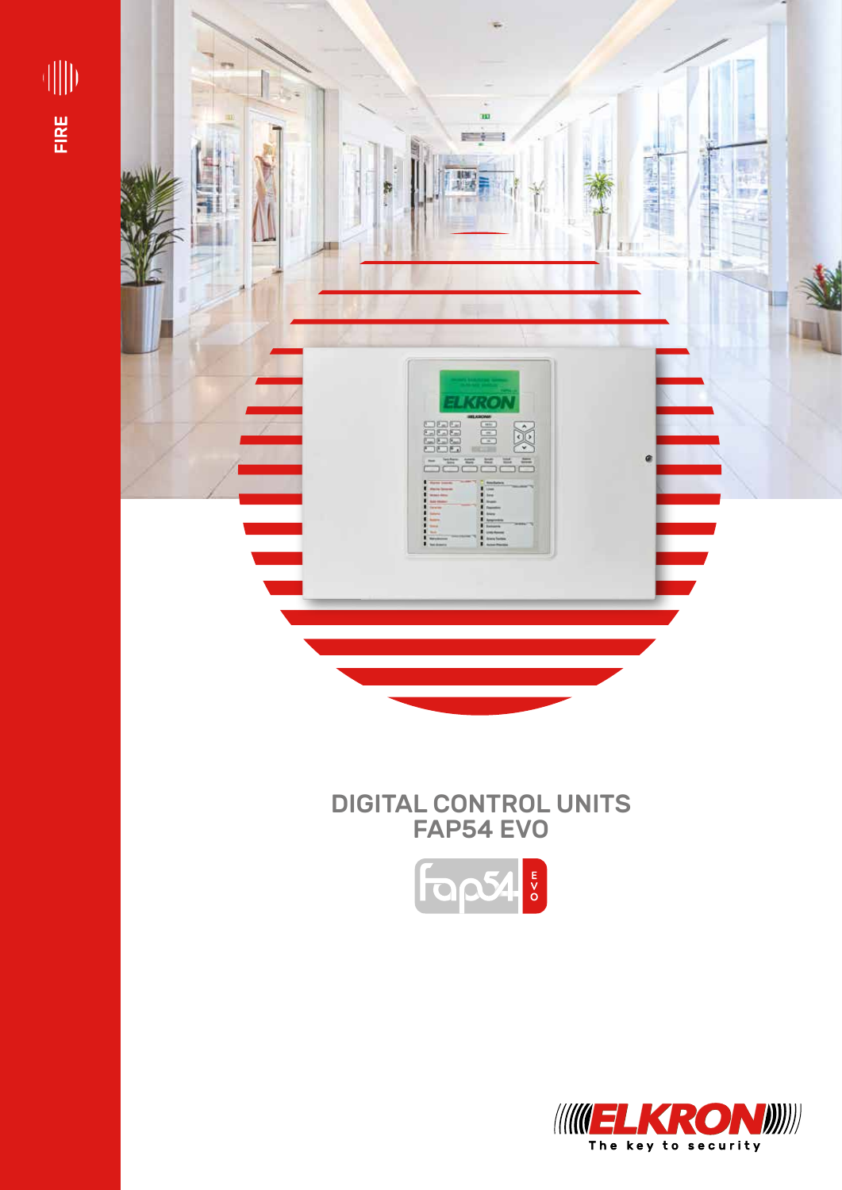FIRE

# DIGITAL CONTROL UNITS FAP54 EVO

fap54 EVO

ELKRON

The key to security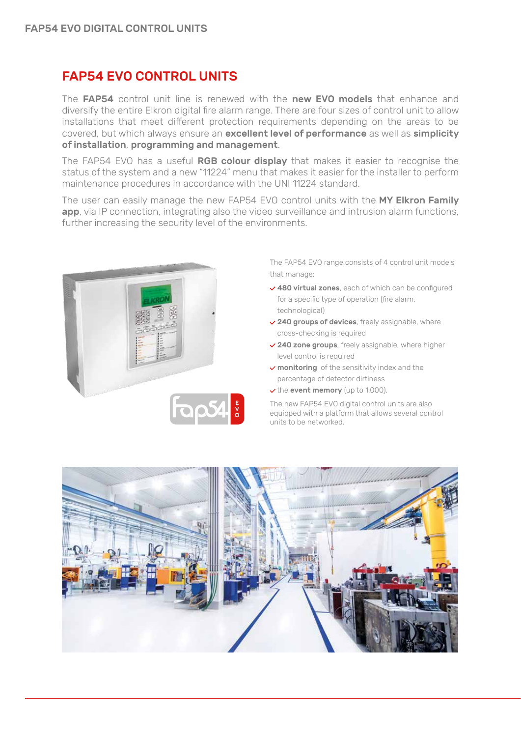## FAP54 EVO CONTROL UNITS

The **FAP54** control unit line is renewed with the **new EVO models** that enhance and diversify the entire Elkron digital fire alarm range. There are four sizes of control unit to allow installations that meet different protection requirements depending on the areas to be covered, but which always ensure an **excellent level of performance** as well as **simplicity of installation**, **programming and management**.

The FAP54 EVO has a useful **RGB colour display** that makes it easier to recognise the status of the system and a new "11224" menu that makes it easier for the installer to perform maintenance procedures in accordance with the UNI 11224 standard.

The user can easily manage the new FAP54 EVO control units with the **MY Elkron Family app**, via IP connection, integrating also the video surveillance and intrusion alarm functions, further increasing the security level of the environments.

The FAP54 EVO range consists of 4 control unit models that manage:

- **480 virtual zones**, each of which can be configured for a specific type of operation (fire alarm, technological)
- **240 groups of devices**, freely assignable, where cross-checking is required
- **240 zone groups**, freely assignable, where higher level control is required
- **monitoring** of the sensitivity index and the percentage of detector dirtiness
- the **event memory** (up to 1,000).

The new FAP54 EVO digital control units are also equipped with a platform that allows several control units to be networked.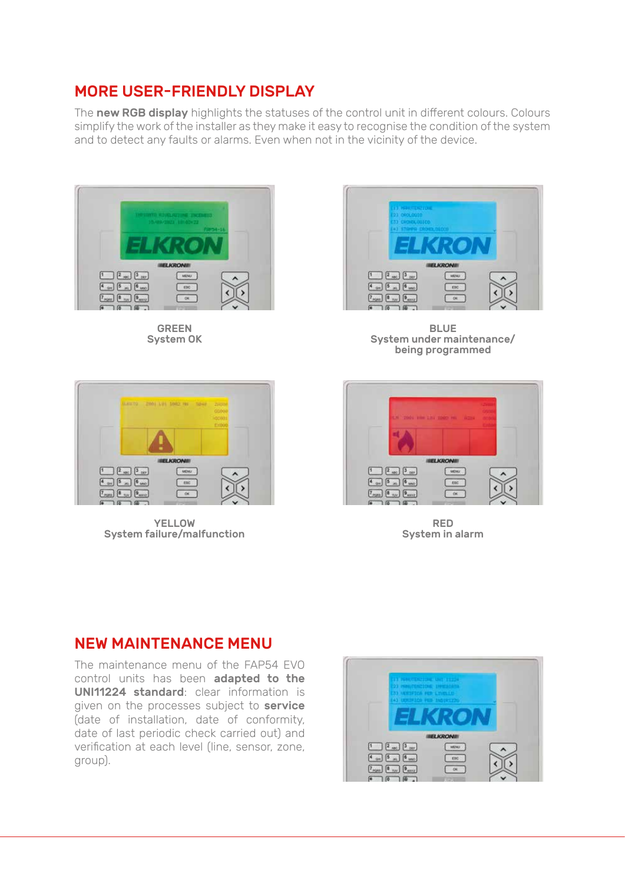## MORE USER-FRIENDLY DISPLAY

The **new RGB display** highlights the statuses of the control unit in different colours. Colours simplify the work of the installer as they make it easy to recognise the condition of the system and to detect any faults or alarms. Even when not in the vicinity of the device.

GREEN
System OK

BLUE
System under maintenance/
being programmed

YELLOW
System failure/malfunction

RED
System in alarm

## NEW MAINTENANCE MENU

The maintenance menu of the FAP54 EVO control units has been **adapted to the UNI11224 standard**: clear information is given on the processes subject to **service** (date of installation, date of conformity, date of last periodic check carried out) and verification at each level (line, sensor, zone, group).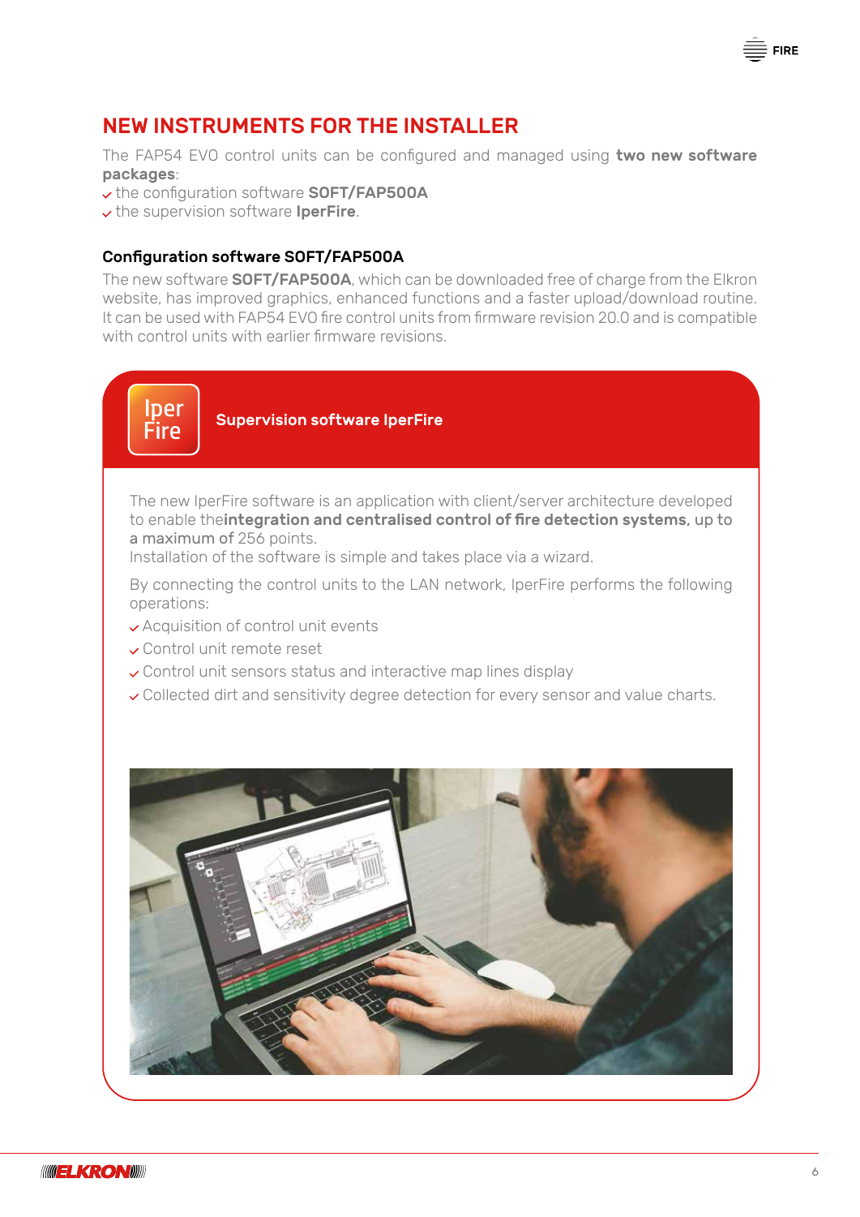## NEW INSTRUMENTS FOR THE INSTALLER

The FAP54 EVO control units can be configured and managed using **two new software packages**:

- the configuration software **SOFT/FAP500A**
- the supervision software **IperFire**.

### Configuration software SOFT/FAP500A

The new software **SOFT/FAP500A**, which can be downloaded free of charge from the Elkron website, has improved graphics, enhanced functions and a faster upload/download routine. It can be used with FAP54 EVO fire control units from firmware revision 20.0 and is compatible with control units with earlier firmware revisions.

### Supervision software IperFire

The new IperFire software is an application with client/server architecture developed to enable the**integration and centralised control of fire detection systems**, up to a maximum of 256 points.
Installation of the software is simple and takes place via a wizard.

By connecting the control units to the LAN network, IperFire performs the following operations:

- Acquisition of control unit events
- Control unit remote reset
- Control unit sensors status and interactive map lines display
- Collected dirt and sensitivity degree detection for every sensor and value charts.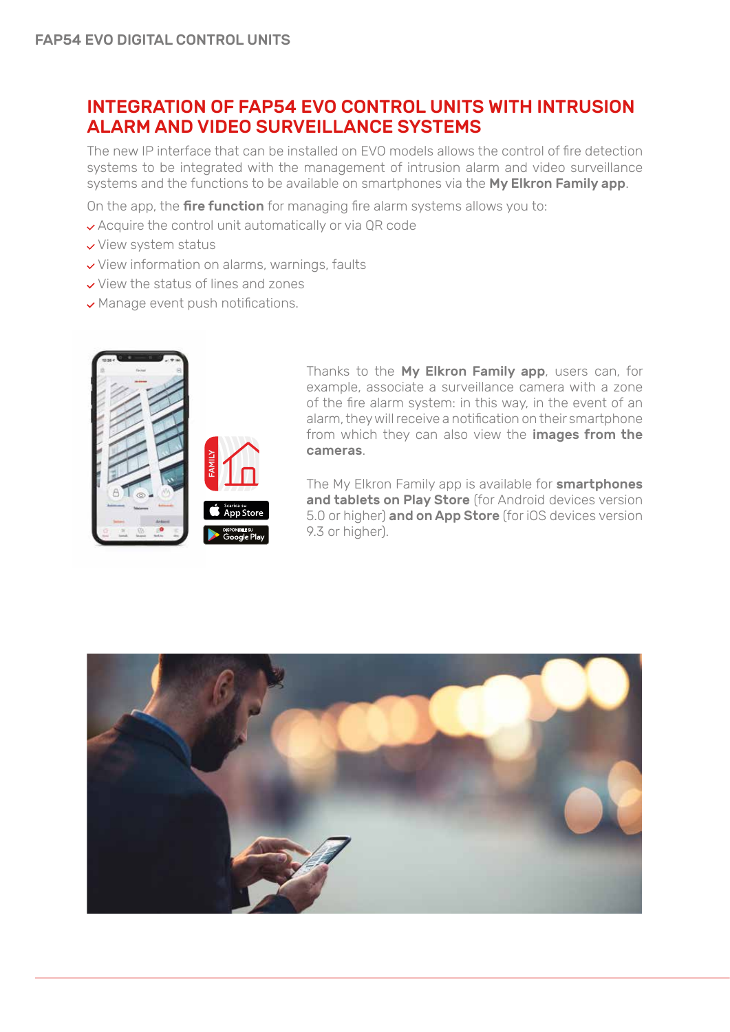## INTEGRATION OF FAP54 EVO CONTROL UNITS WITH INTRUSION ALARM AND VIDEO SURVEILLANCE SYSTEMS

The new IP interface that can be installed on EVO models allows the control of fire detection systems to be integrated with the management of intrusion alarm and video surveillance systems and the functions to be available on smartphones via the **My Elkron Family app**.

On the app, the **fire function** for managing fire alarm systems allows you to:

- Acquire the control unit automatically or via QR code
- View system status
- View information on alarms, warnings, faults
- View the status of lines and zones
- Manage event push notifications.

Thanks to the **My Elkron Family app**, users can, for example, associate a surveillance camera with a zone of the fire alarm system: in this way, in the event of an alarm, they will receive a notification on their smartphone from which they can also view the **images from the cameras**.

The My Elkron Family app is available for **smartphones and tablets on Play Store** (for Android devices version 5.0 or higher) **and on App Store** (for iOS devices version 9.3 or higher).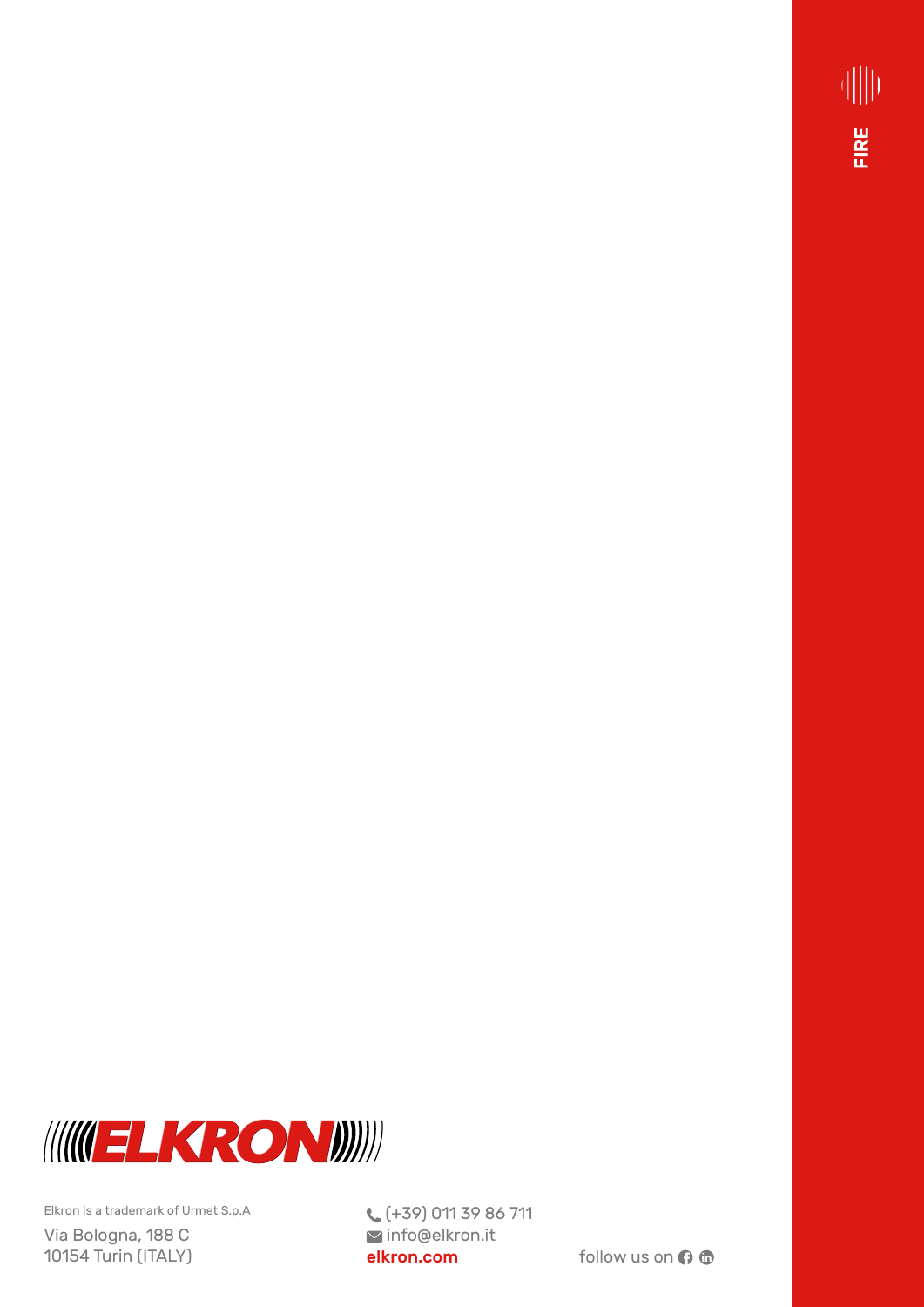FIRE

ELKRON

Elkron is a trademark of Urmet S.p.A

Via Bologna, 188 C
10154 Turin (ITALY)

(+39) 011 39 86 711
info@elkron.it
**elkron.com**

follow us on